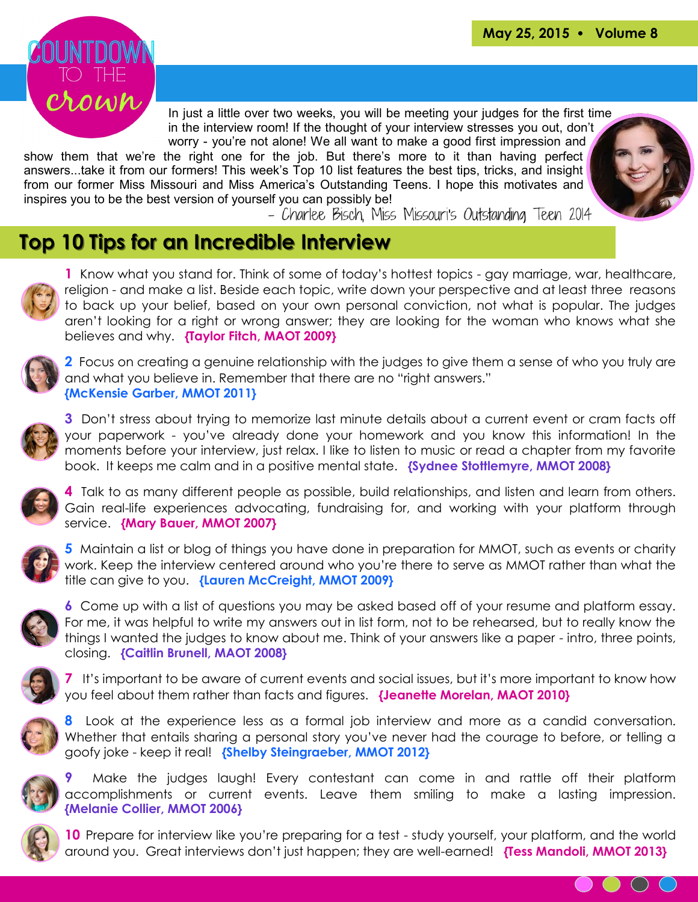May 25, 2015 • Volume 8

# COUNTDOWN TO THE crown

In just a little over two weeks, you will be meeting your judges for the first time in the interview room! If the thought of your interview stresses you out, don't worry - you're not alone! We all want to make a good first impression and show them that we're the right one for the job. But there's more to it than having perfect answers...take it from our formers! This week's Top 10 list features the best tips, tricks, and insight from our former Miss Missouri and Miss America's Outstanding Teens. I hope this motivates and inspires you to be the best version of yourself you can possibly be!

*- Charlee Bisch, Miss Missouri's Outstanding Teen 2014*

## Top 10 Tips for an Incredible Interview

**1** Know what you stand for. Think of some of today's hottest topics - gay marriage, war, healthcare, religion - and make a list. Beside each topic, write down your perspective and at least three reasons to back up your belief, based on your own personal conviction, not what is popular. The judges aren't looking for a right or wrong answer; they are looking for the woman who knows what she believes and why. **{Taylor Fitch, MAOT 2009}**

**2** Focus on creating a genuine relationship with the judges to give them a sense of who you truly are and what you believe in. Remember that there are no "right answers." **{McKensie Garber, MMOT 2011}**

**3** Don't stress about trying to memorize last minute details about a current event or cram facts off your paperwork - you've already done your homework and you know this information! In the moments before your interview, just relax. I like to listen to music or read a chapter from my favorite book. It keeps me calm and in a positive mental state. **{Sydnee Stottlemyre, MMOT 2008}**

**4** Talk to as many different people as possible, build relationships, and listen and learn from others. Gain real-life experiences advocating, fundraising for, and working with your platform through service. **{Mary Bauer, MMOT 2007}**

**5** Maintain a list or blog of things you have done in preparation for MMOT, such as events or charity work. Keep the interview centered around who you're there to serve as MMOT rather than what the title can give to you. **{Lauren McCreight, MMOT 2009}**

**6** Come up with a list of questions you may be asked based off of your resume and platform essay. For me, it was helpful to write my answers out in list form, not to be rehearsed, but to really know the things I wanted the judges to know about me. Think of your answers like a paper - intro, three points, closing. **{Caitlin Brunell, MAOT 2008}**

**7** It's important to be aware of current events and social issues, but it's more important to know how you feel about them rather than facts and figures. **{Jeanette Morelan, MAOT 2010}**

**8** Look at the experience less as a formal job interview and more as a candid conversation. Whether that entails sharing a personal story you've never had the courage to before, or telling a goofy joke - keep it real! **{Shelby Steingraeber, MMOT 2012}**

**9** Make the judges laugh! Every contestant can come in and rattle off their platform accomplishments or current events. Leave them smiling to make a lasting impression. **{Melanie Collier, MMOT 2006}**

**10** Prepare for interview like you're preparing for a test - study yourself, your platform, and the world around you. Great interviews don't just happen; they are well-earned! **{Tess Mandoli, MMOT 2013}**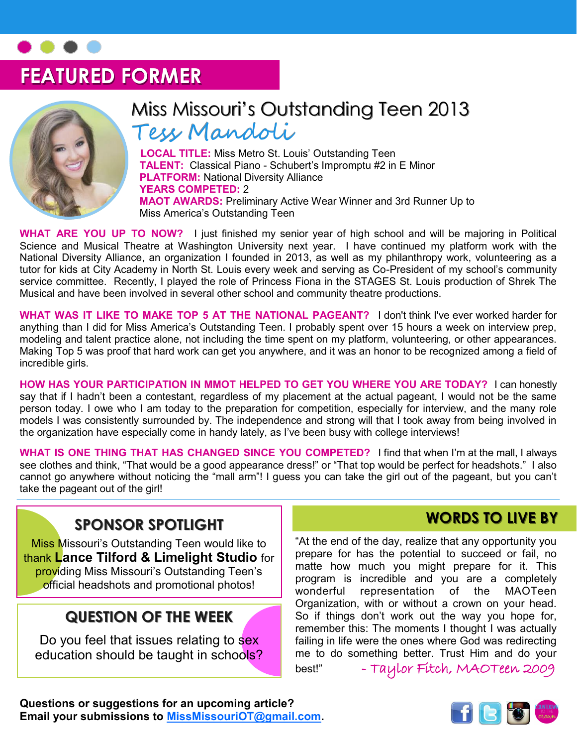## FEATURED FORMER

### Miss Missouri's Outstanding Teen 2013

### Tess Mandoli

**LOCAL TITLE:** Miss Metro St. Louis' Outstanding Teen
**TALENT:** Classical Piano - Schubert's Impromptu #2 in E Minor
**PLATFORM:** National Diversity Alliance
**YEARS COMPETED:** 2
**MAOT AWARDS:** Preliminary Active Wear Winner and 3rd Runner Up to Miss America's Outstanding Teen

**WHAT ARE YOU UP TO NOW?** I just finished my senior year of high school and will be majoring in Political Science and Musical Theatre at Washington University next year. I have continued my platform work with the National Diversity Alliance, an organization I founded in 2013, as well as my philanthropy work, volunteering as a tutor for kids at City Academy in North St. Louis every week and serving as Co-President of my school's community service committee. Recently, I played the role of Princess Fiona in the STAGES St. Louis production of Shrek The Musical and have been involved in several other school and community theatre productions.

**WHAT WAS IT LIKE TO MAKE TOP 5 AT THE NATIONAL PAGEANT?** I don't think I've ever worked harder for anything than I did for Miss America's Outstanding Teen. I probably spent over 15 hours a week on interview prep, modeling and talent practice alone, not including the time spent on my platform, volunteering, or other appearances. Making Top 5 was proof that hard work can get you anywhere, and it was an honor to be recognized among a field of incredible girls.

**HOW HAS YOUR PARTICIPATION IN MMOT HELPED TO GET YOU WHERE YOU ARE TODAY?** I can honestly say that if I hadn't been a contestant, regardless of my placement at the actual pageant, I would not be the same person today. I owe who I am today to the preparation for competition, especially for interview, and the many role models I was consistently surrounded by. The independence and strong will that I took away from being involved in the organization have especially come in handy lately, as I've been busy with college interviews!

**WHAT IS ONE THING THAT HAS CHANGED SINCE YOU COMPETED?** I find that when I'm at the mall, I always see clothes and think, "That would be a good appearance dress!" or "That top would be perfect for headshots." I also cannot go anywhere without noticing the "mall arm"! I guess you can take the girl out of the pageant, but you can't take the pageant out of the girl!

## SPONSOR SPOTLIGHT

Miss Missouri's Outstanding Teen would like to thank **Lance Tilford & Limelight Studio** for providing Miss Missouri's Outstanding Teen's official headshots and promotional photos!

## QUESTION OF THE WEEK

Do you feel that issues relating to sex education should be taught in schools?

## WORDS TO LIVE BY

"At the end of the day, realize that any opportunity you prepare for has the potential to succeed or fail, no matte how much you might prepare for it. This program is incredible and you are a completely wonderful representation of the MAOTeen Organization, with or without a crown on your head. So if things don't work out the way you hope for, remember this: The moments I thought I was actually failing in life were the ones where God was redirecting me to do something better. Trust Him and do your best!"

*- Taylor Fitch, MAOTeen 2009*

**Questions or suggestions for an upcoming article?**
**Email your submissions to [MissMissouriOT@gmail.com](mailto:MissMissouriOT@gmail.com).**